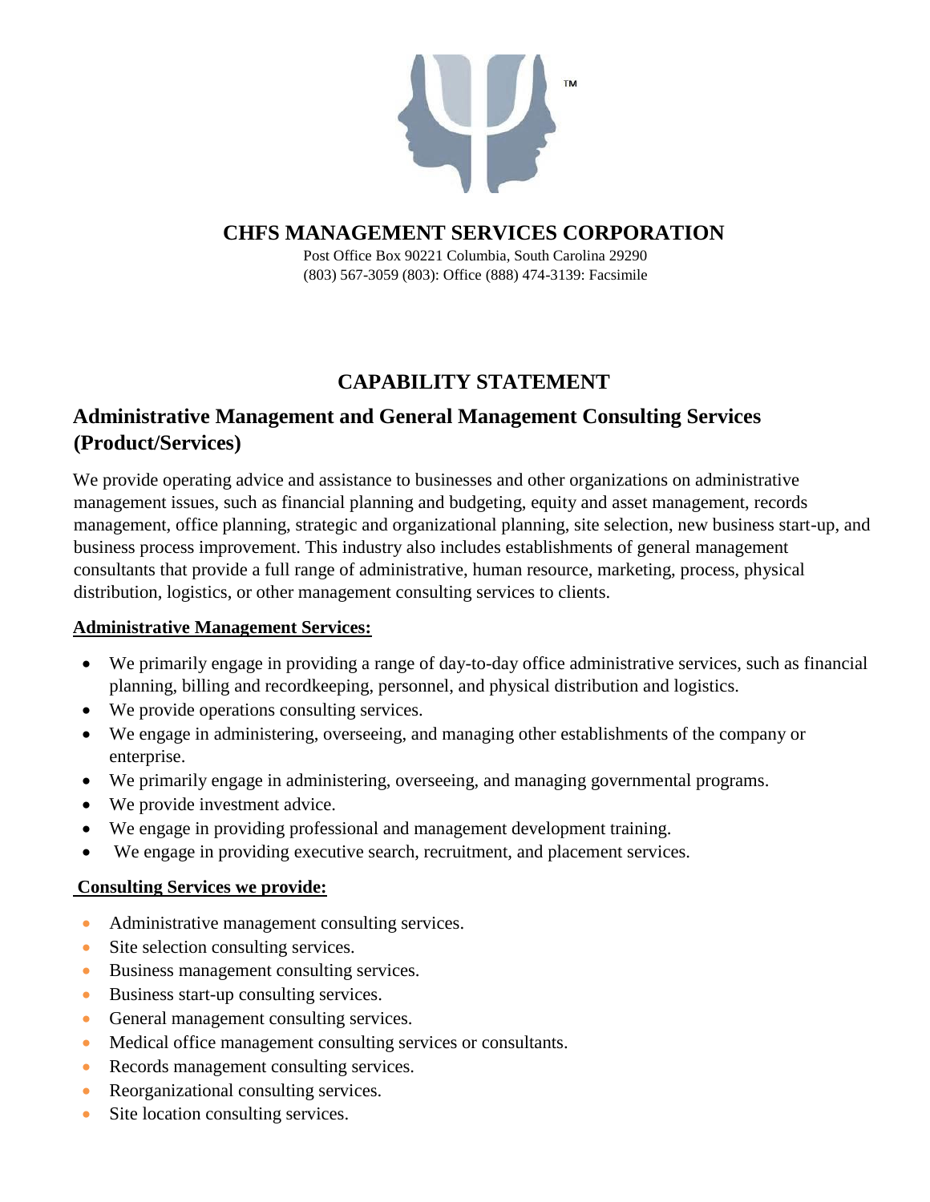# CHFS MANAGEMENT SERVICES CORPORATION

Post Office Box 90221 Columbia, South Carolina 29290
(803) 567-3059 (803): Office (888) 474-3139: Facsimile

## CAPABILITY STATEMENT

### Administrative Management and General Management Consulting Services (Product/Services)

We provide operating advice and assistance to businesses and other organizations on administrative management issues, such as financial planning and budgeting, equity and asset management, records management, office planning, strategic and organizational planning, site selection, new business start-up, and business process improvement. This industry also includes establishments of general management consultants that provide a full range of administrative, human resource, marketing, process, physical distribution, logistics, or other management consulting services to clients.

**Administrative Management Services:**

- We primarily engage in providing a range of day-to-day office administrative services, such as financial planning, billing and recordkeeping, personnel, and physical distribution and logistics.
- We provide operations consulting services.
- We engage in administering, overseeing, and managing other establishments of the company or enterprise.
- We primarily engage in administering, overseeing, and managing governmental programs.
- We provide investment advice.
- We engage in providing professional and management development training.
- We engage in providing executive search, recruitment, and placement services.

**Consulting Services we provide:**

- Administrative management consulting services.
- Site selection consulting services.
- Business management consulting services.
- Business start-up consulting services.
- General management consulting services.
- Medical office management consulting services or consultants.
- Records management consulting services.
- Reorganizational consulting services.
- Site location consulting services.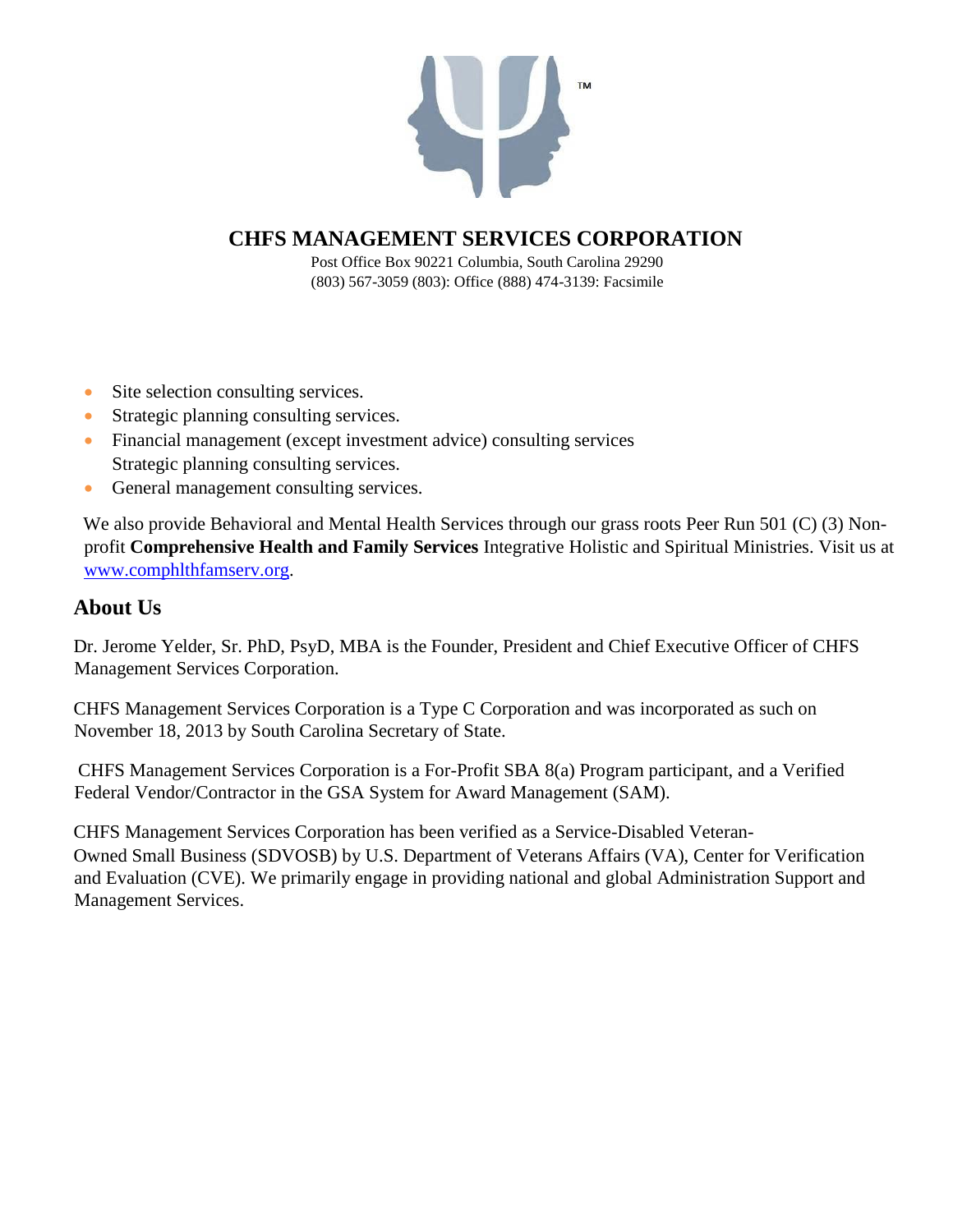**CHFS MANAGEMENT SERVICES CORPORATION**

Post Office Box 90221 Columbia, South Carolina 29290
(803) 567-3059 (803): Office (888) 474-3139: Facsimile

- Site selection consulting services.
- Strategic planning consulting services.
- Financial management (except investment advice) consulting services Strategic planning consulting services.
- General management consulting services.

We also provide Behavioral and Mental Health Services through our grass roots Peer Run 501 (C) (3) Non-profit **Comprehensive Health and Family Services** Integrative Holistic and Spiritual Ministries. Visit us at [www.comphlthfamserv.org](http://www.comphlthfamserv.org).

## About Us

Dr. Jerome Yelder, Sr. PhD, PsyD, MBA is the Founder, President and Chief Executive Officer of CHFS Management Services Corporation.

CHFS Management Services Corporation is a Type C Corporation and was incorporated as such on November 18, 2013 by South Carolina Secretary of State.

CHFS Management Services Corporation is a For-Profit SBA 8(a) Program participant, and a Verified Federal Vendor/Contractor in the GSA System for Award Management (SAM).

CHFS Management Services Corporation has been verified as a Service-Disabled Veteran-Owned Small Business (SDVOSB) by U.S. Department of Veterans Affairs (VA), Center for Verification and Evaluation (CVE). We primarily engage in providing national and global Administration Support and Management Services.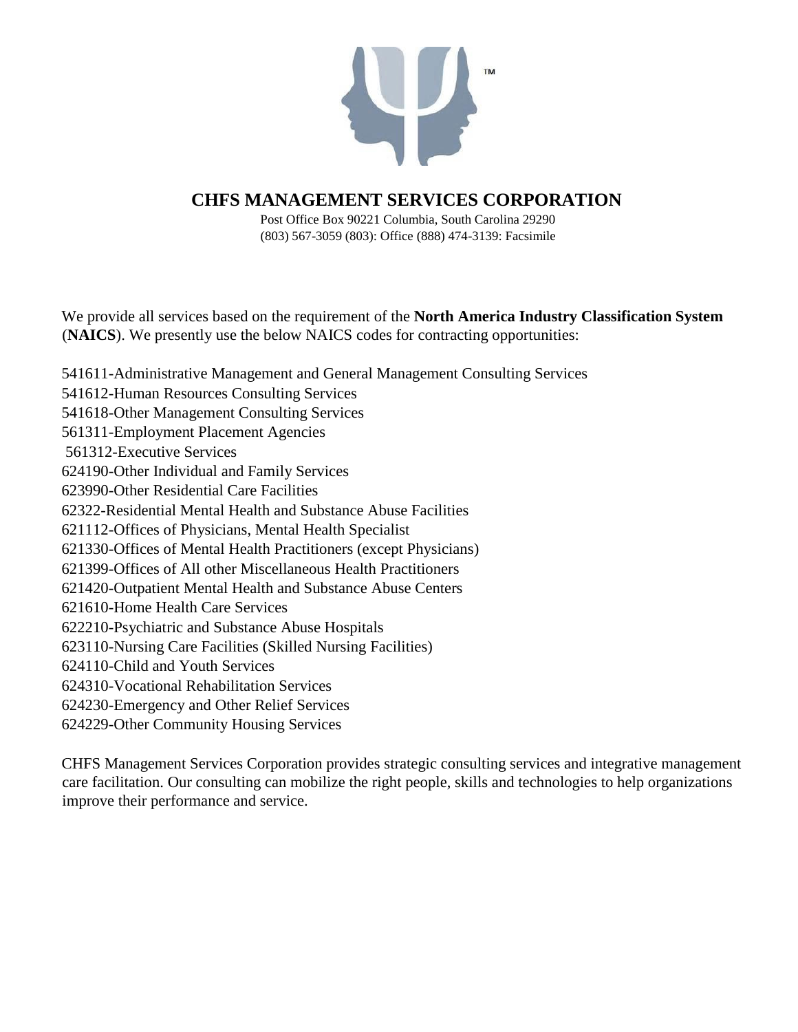# CHFS MANAGEMENT SERVICES CORPORATION

Post Office Box 90221 Columbia, South Carolina 29290
(803) 567-3059 (803): Office (888) 474-3139: Facsimile

We provide all services based on the requirement of the **North America Industry Classification System** (**NAICS**). We presently use the below NAICS codes for contracting opportunities:

541611-Administrative Management and General Management Consulting Services
541612-Human Resources Consulting Services
541618-Other Management Consulting Services
561311-Employment Placement Agencies
561312-Executive Services
624190-Other Individual and Family Services
623990-Other Residential Care Facilities
62322-Residential Mental Health and Substance Abuse Facilities
621112-Offices of Physicians, Mental Health Specialist
621330-Offices of Mental Health Practitioners (except Physicians)
621399-Offices of All other Miscellaneous Health Practitioners
621420-Outpatient Mental Health and Substance Abuse Centers
621610-Home Health Care Services
622210-Psychiatric and Substance Abuse Hospitals
623110-Nursing Care Facilities (Skilled Nursing Facilities)
624110-Child and Youth Services
624310-Vocational Rehabilitation Services
624230-Emergency and Other Relief Services
624229-Other Community Housing Services

CHFS Management Services Corporation provides strategic consulting services and integrative management care facilitation. Our consulting can mobilize the right people, skills and technologies to help organizations improve their performance and service.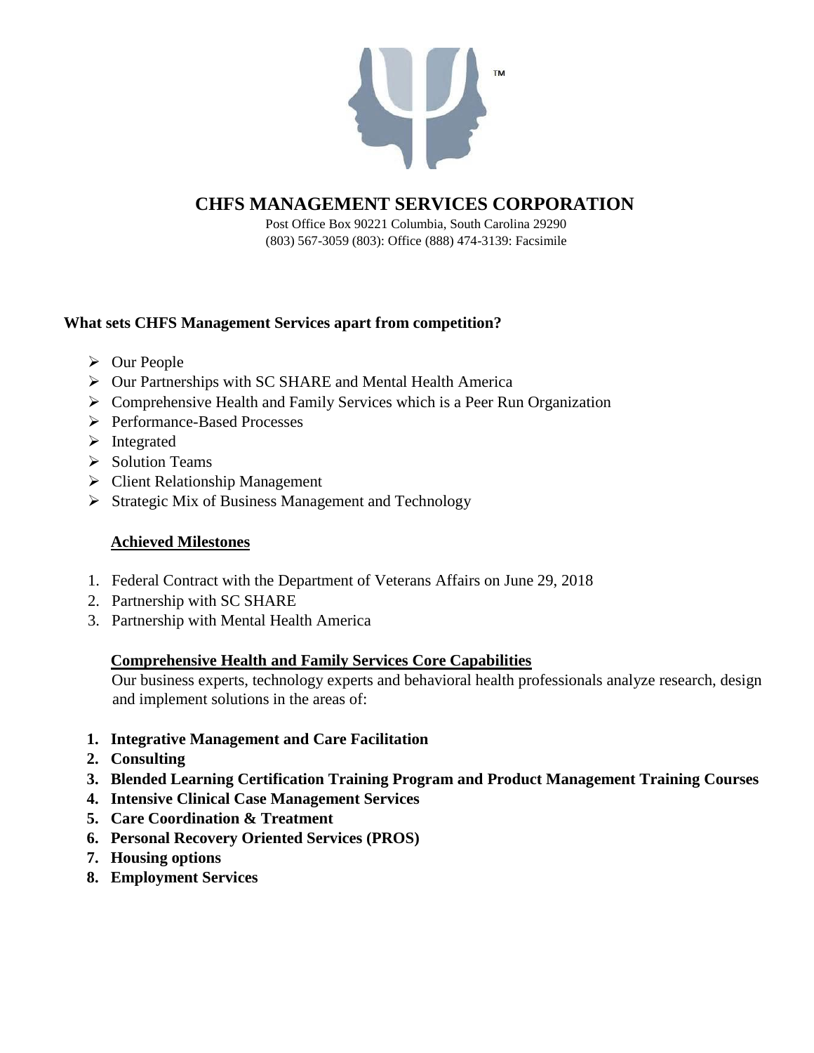# CHFS MANAGEMENT SERVICES CORPORATION

Post Office Box 90221 Columbia, South Carolina 29290
(803) 567-3059 (803): Office (888) 474-3139: Facsimile

**What sets CHFS Management Services apart from competition?**

- Our People
- Our Partnerships with SC SHARE and Mental Health America
- Comprehensive Health and Family Services which is a Peer Run Organization
- Performance-Based Processes
- Integrated
- Solution Teams
- Client Relationship Management
- Strategic Mix of Business Management and Technology

## Achieved Milestones

1. Federal Contract with the Department of Veterans Affairs on June 29, 2018
2. Partnership with SC SHARE
3. Partnership with Mental Health America

## Comprehensive Health and Family Services Core Capabilities

Our business experts, technology experts and behavioral health professionals analyze research, design and implement solutions in the areas of:

1. **Integrative Management and Care Facilitation**
2. **Consulting**
3. **Blended Learning Certification Training Program and Product Management Training Courses**
4. **Intensive Clinical Case Management Services**
5. **Care Coordination & Treatment**
6. **Personal Recovery Oriented Services (PROS)**
7. **Housing options**
8. **Employment Services**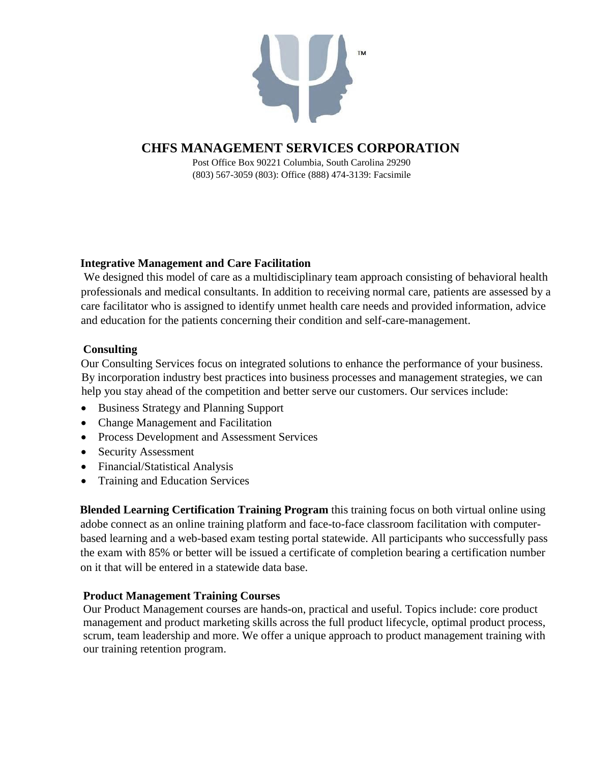# CHFS MANAGEMENT SERVICES CORPORATION

Post Office Box 90221 Columbia, South Carolina 29290
(803) 567-3059 (803): Office (888) 474-3139: Facsimile

**Integrative Management and Care Facilitation**

We designed this model of care as a multidisciplinary team approach consisting of behavioral health professionals and medical consultants. In addition to receiving normal care, patients are assessed by a care facilitator who is assigned to identify unmet health care needs and provided information, advice and education for the patients concerning their condition and self-care-management.

**Consulting**

Our Consulting Services focus on integrated solutions to enhance the performance of your business. By incorporation industry best practices into business processes and management strategies, we can help you stay ahead of the competition and better serve our customers. Our services include:

- Business Strategy and Planning Support
- Change Management and Facilitation
- Process Development and Assessment Services
- Security Assessment
- Financial/Statistical Analysis
- Training and Education Services

**Blended Learning Certification Training Program** this training focus on both virtual online using adobe connect as an online training platform and face-to-face classroom facilitation with computer-based learning and a web-based exam testing portal statewide. All participants who successfully pass the exam with 85% or better will be issued a certificate of completion bearing a certification number on it that will be entered in a statewide data base.

**Product Management Training Courses**

Our Product Management courses are hands-on, practical and useful. Topics include: core product management and product marketing skills across the full product lifecycle, optimal product process, scrum, team leadership and more. We offer a unique approach to product management training with our training retention program.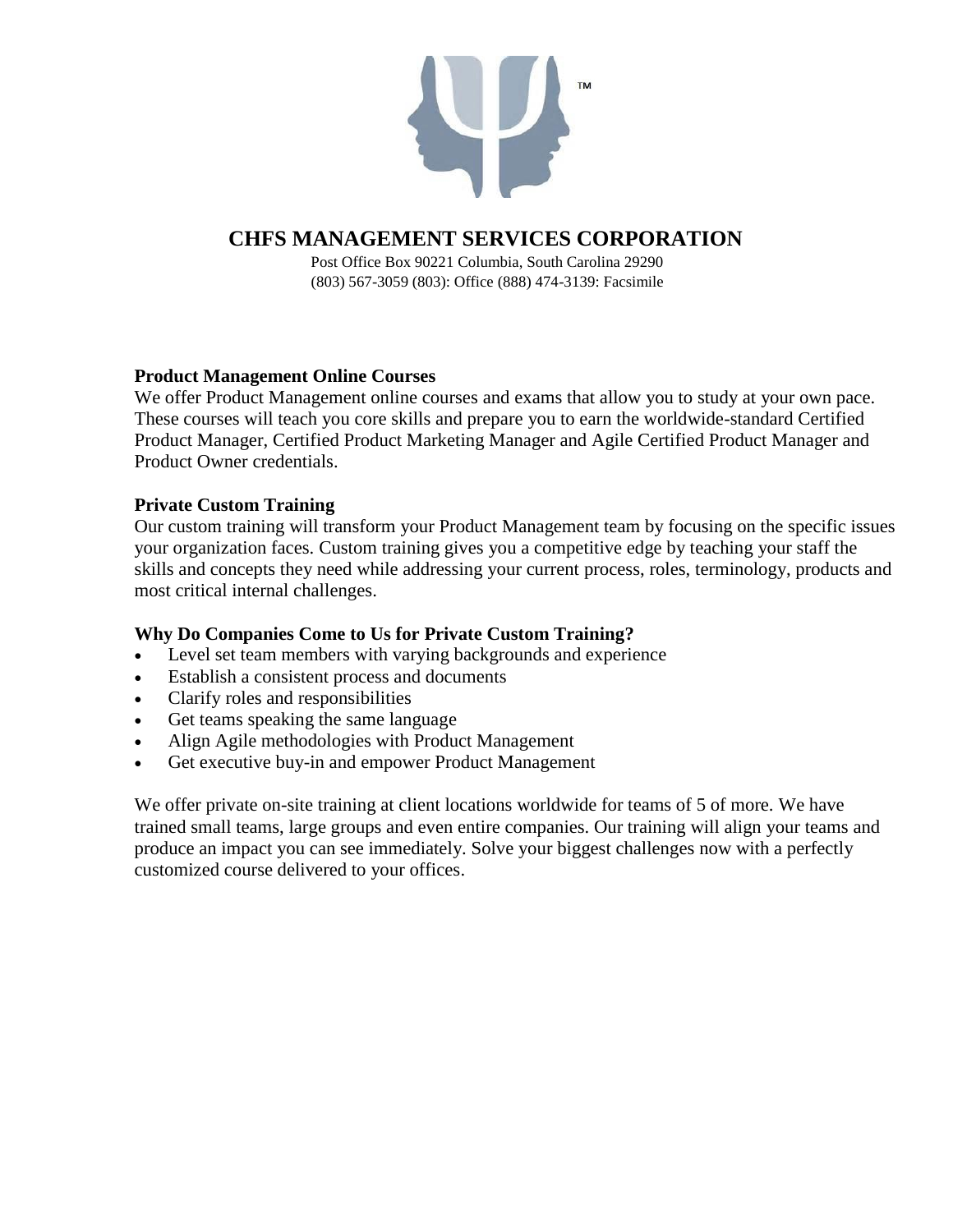# CHFS MANAGEMENT SERVICES CORPORATION

Post Office Box 90221 Columbia, South Carolina 29290
(803) 567-3059 (803): Office (888) 474-3139: Facsimile

**Product Management Online Courses**

We offer Product Management online courses and exams that allow you to study at your own pace. These courses will teach you core skills and prepare you to earn the worldwide-standard Certified Product Manager, Certified Product Marketing Manager and Agile Certified Product Manager and Product Owner credentials.

**Private Custom Training**

Our custom training will transform your Product Management team by focusing on the specific issues your organization faces. Custom training gives you a competitive edge by teaching your staff the skills and concepts they need while addressing your current process, roles, terminology, products and most critical internal challenges.

**Why Do Companies Come to Us for Private Custom Training?**

- Level set team members with varying backgrounds and experience
- Establish a consistent process and documents
- Clarify roles and responsibilities
- Get teams speaking the same language
- Align Agile methodologies with Product Management
- Get executive buy-in and empower Product Management

We offer private on-site training at client locations worldwide for teams of 5 of more. We have trained small teams, large groups and even entire companies. Our training will align your teams and produce an impact you can see immediately. Solve your biggest challenges now with a perfectly customized course delivered to your offices.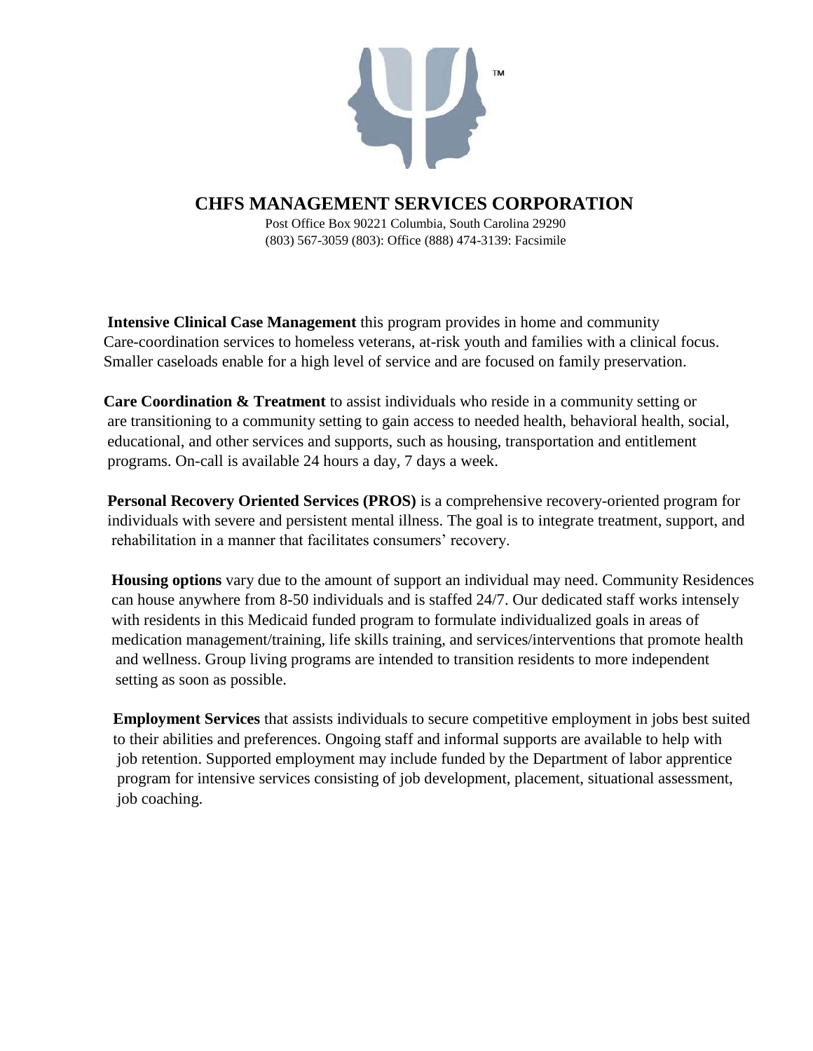# CHFS MANAGEMENT SERVICES CORPORATION

Post Office Box 90221 Columbia, South Carolina 29290
(803) 567-3059 (803): Office (888) 474-3139: Facsimile

**Intensive Clinical Case Management** this program provides in home and community Care-coordination services to homeless veterans, at-risk youth and families with a clinical focus. Smaller caseloads enable for a high level of service and are focused on family preservation.

**Care Coordination & Treatment** to assist individuals who reside in a community setting or are transitioning to a community setting to gain access to needed health, behavioral health, social, educational, and other services and supports, such as housing, transportation and entitlement programs. On-call is available 24 hours a day, 7 days a week.

**Personal Recovery Oriented Services (PROS)** is a comprehensive recovery-oriented program for individuals with severe and persistent mental illness. The goal is to integrate treatment, support, and rehabilitation in a manner that facilitates consumers' recovery.

**Housing options** vary due to the amount of support an individual may need. Community Residences can house anywhere from 8-50 individuals and is staffed 24/7. Our dedicated staff works intensely with residents in this Medicaid funded program to formulate individualized goals in areas of medication management/training, life skills training, and services/interventions that promote health and wellness. Group living programs are intended to transition residents to more independent setting as soon as possible.

**Employment Services** that assists individuals to secure competitive employment in jobs best suited to their abilities and preferences. Ongoing staff and informal supports are available to help with job retention. Supported employment may include funded by the Department of labor apprentice program for intensive services consisting of job development, placement, situational assessment, job coaching.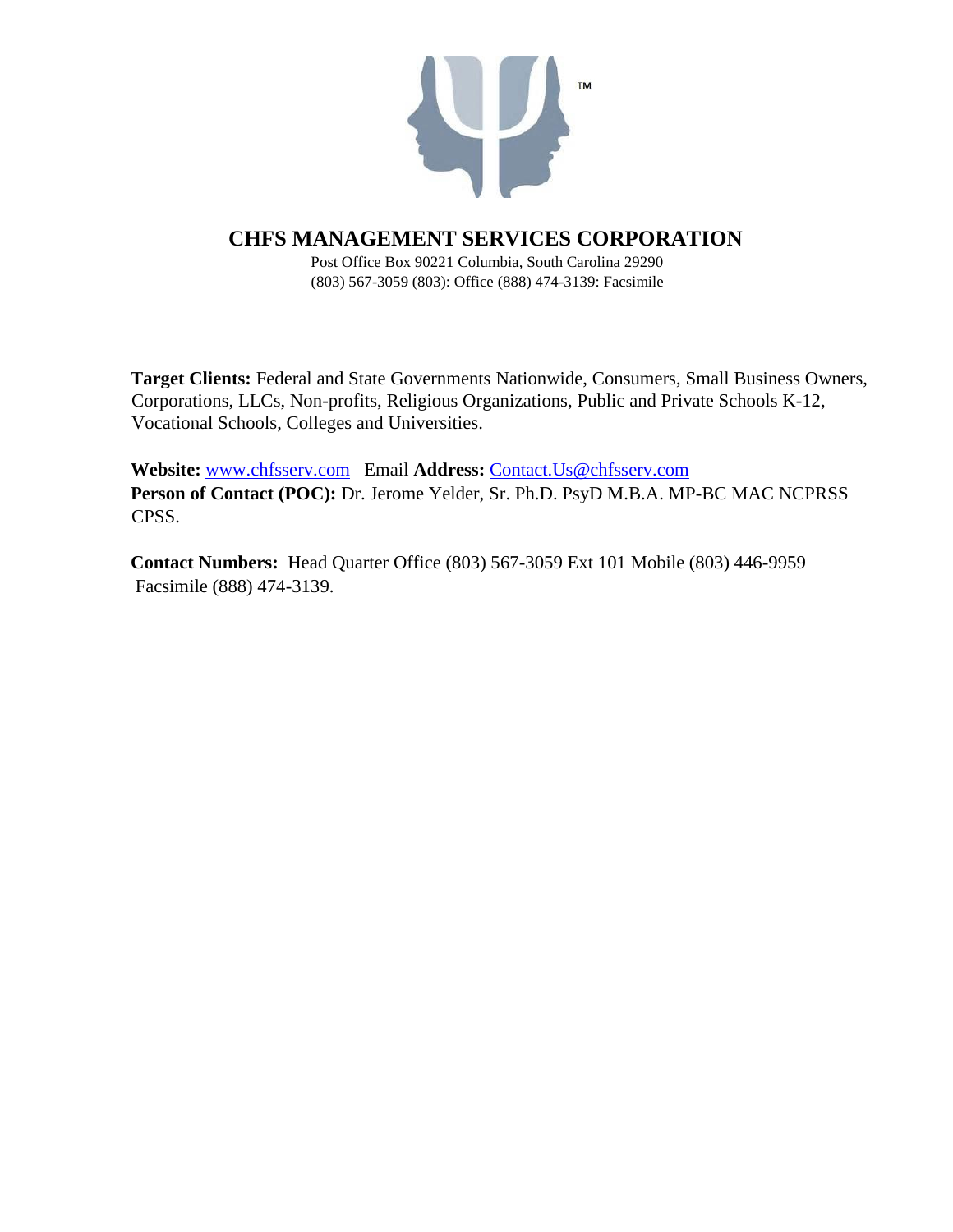## CHFS MANAGEMENT SERVICES CORPORATION

Post Office Box 90221 Columbia, South Carolina 29290
(803) 567-3059 (803): Office (888) 474-3139: Facsimile

**Target Clients:** Federal and State Governments Nationwide, Consumers, Small Business Owners, Corporations, LLCs, Non-profits, Religious Organizations, Public and Private Schools K-12, Vocational Schools, Colleges and Universities.

**Website:** www.chfsserv.com Email **Address:** Contact.Us@chfsserv.com
**Person of Contact (POC):** Dr. Jerome Yelder, Sr. Ph.D. PsyD M.B.A. MP-BC MAC NCPRSS CPSS.

**Contact Numbers:** Head Quarter Office (803) 567-3059 Ext 101 Mobile (803) 446-9959 Facsimile (888) 474-3139.